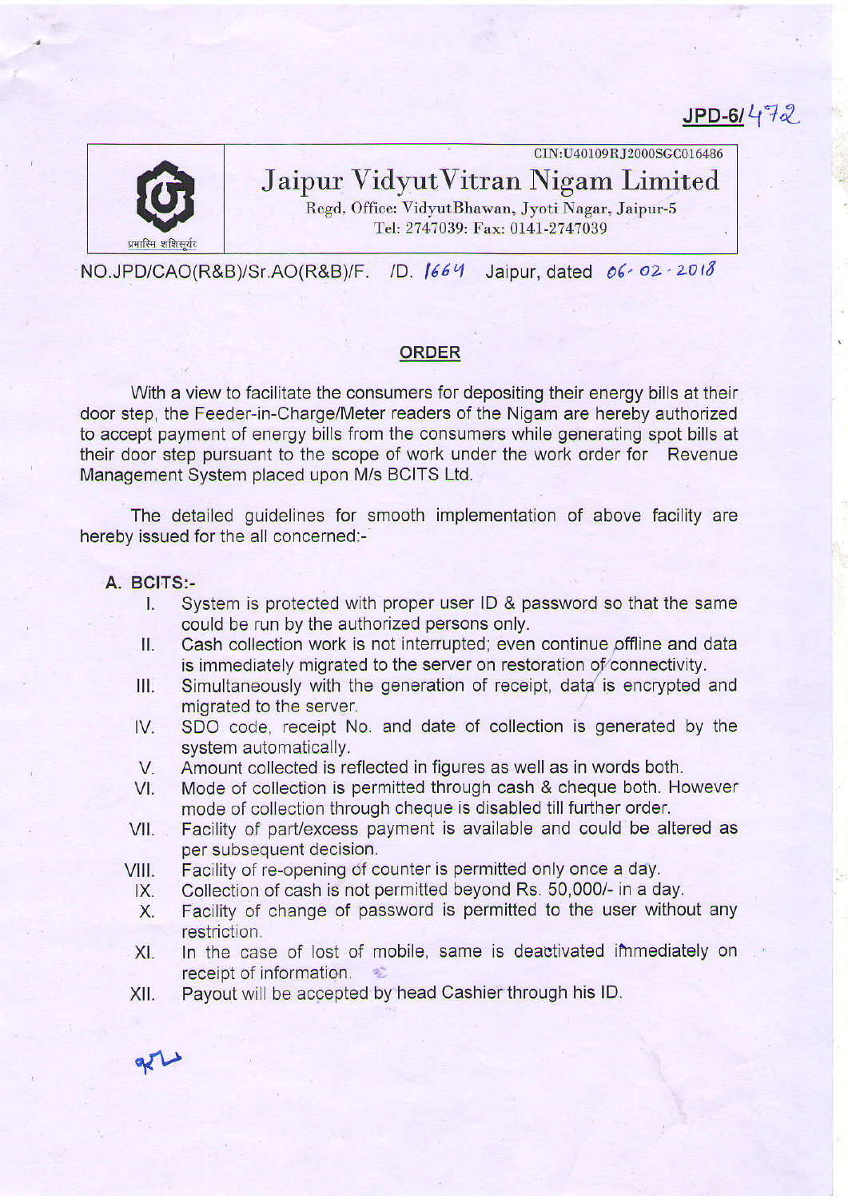JPD-6/472

CIN:U40109RJ2000SGC016486

# Jaipur VidyutVitran Nigam Limited

Regd. Office: VidyutBhawan, Jyoti Nagar, Jaipur-5
Tel: 2747039: Fax: 0141-2747039

प्रमासि शशिसूर्य

NO.JPD/CAO(R&B)/Sr.AO(R&B)/F. /D. 1664 Jaipur, dated 06-02-2018

## ORDER

With a view to facilitate the consumers for depositing their energy bills at their door step, the Feeder-in-Charge/Meter readers of the Nigam are hereby authorized to accept payment of energy bills from the consumers while generating spot bills at their door step pursuant to the scope of work under the work order for Revenue Management System placed upon M/s BCITS Ltd.

The detailed guidelines for smooth implementation of above facility are hereby issued for the all concerned:-

**A. BCITS:-**

I. System is protected with proper user ID & password so that the same could be run by the authorized persons only.

II. Cash collection work is not interrupted; even continue offline and data is immediately migrated to the server on restoration of connectivity.

III. Simultaneously with the generation of receipt, data is encrypted and migrated to the server.

IV. SDO code, receipt No. and date of collection is generated by the system automatically.

V. Amount collected is reflected in figures as well as in words both.

VI. Mode of collection is permitted through cash & cheque both. However mode of collection through cheque is disabled till further order.

VII. Facility of part/excess payment is available and could be altered as per subsequent decision.

VIII. Facility of re-opening of counter is permitted only once a day.

IX. Collection of cash is not permitted beyond Rs. 50,000/- in a day.

X. Facility of change of password is permitted to the user without any restriction.

XI. In the case of lost of mobile, same is deactivated immediately on receipt of information.

XII. Payout will be accepted by head Cashier through his ID.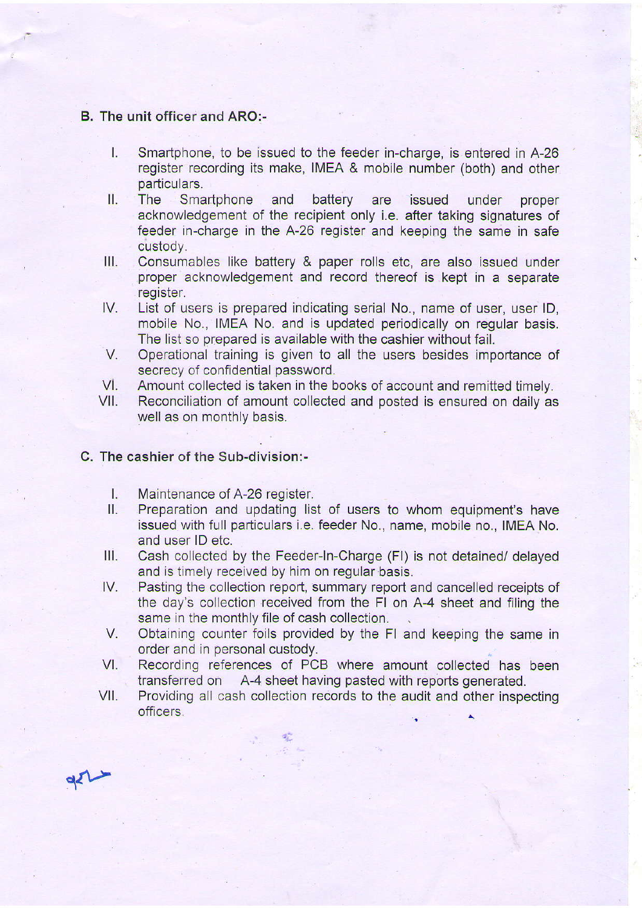**B. The unit officer and ARO:-**

I. Smartphone, to be issued to the feeder in-charge, is entered in A-26 register recording its make, IMEA & mobile number (both) and other particulars.

II. The Smartphone and battery are issued under proper acknowledgement of the recipient only i.e. after taking signatures of feeder in-charge in the A-26 register and keeping the same in safe custody.

III. Consumables like battery & paper rolls etc, are also issued under proper acknowledgement and record thereof is kept in a separate register.

IV. List of users is prepared indicating serial No., name of user, user ID, mobile No., IMEA No. and is updated periodically on regular basis. The list so prepared is available with the cashier without fail.

V. Operational training is given to all the users besides importance of secrecy of confidential password.

VI. Amount collected is taken in the books of account and remitted timely.

VII. Reconciliation of amount collected and posted is ensured on daily as well as on monthly basis.

**C. The cashier of the Sub-division:-**

I. Maintenance of A-26 register.

II. Preparation and updating list of users to whom equipment's have issued with full particulars i.e. feeder No., name, mobile no., IMEA No. and user ID etc.

III. Cash collected by the Feeder-In-Charge (FI) is not detained/ delayed and is timely received by him on regular basis.

IV. Pasting the collection report, summary report and cancelled receipts of the day's collection received from the FI on A-4 sheet and filing the same in the monthly file of cash collection.

V. Obtaining counter foils provided by the FI and keeping the same in order and in personal custody.

VI. Recording references of PCB where amount collected has been transferred on A-4 sheet having pasted with reports generated.

VII. Providing all cash collection records to the audit and other inspecting officers.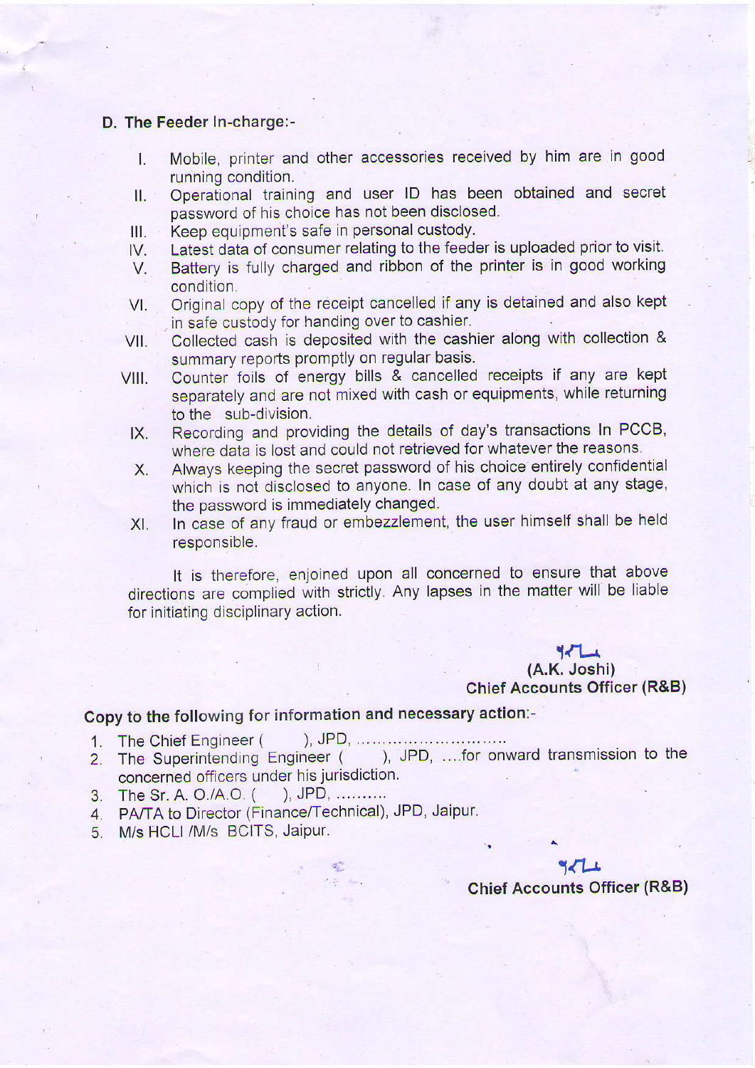**D. The Feeder In-charge:-**

I. Mobile, printer and other accessories received by him are in good running condition.

II. Operational training and user ID has been obtained and secret password of his choice has not been disclosed.

III. Keep equipment's safe in personal custody.

IV. Latest data of consumer relating to the feeder is uploaded prior to visit.

V. Battery is fully charged and ribbon of the printer is in good working condition.

VI. Original copy of the receipt cancelled if any is detained and also kept in safe custody for handing over to cashier.

VII. Collected cash is deposited with the cashier along with collection & summary reports promptly on regular basis.

VIII. Counter foils of energy bills & cancelled receipts if any are kept separately and are not mixed with cash or equipments, while returning to the sub-division.

IX. Recording and providing the details of day's transactions In PCCB, where data is lost and could not retrieved for whatever the reasons.

X. Always keeping the secret password of his choice entirely confidential which is not disclosed to anyone. In case of any doubt at any stage, the password is immediately changed.

XI. In case of any fraud or embezzlement, the user himself shall be held responsible.

It is therefore, enjoined upon all concerned to ensure that above directions are complied with strictly. Any lapses in the matter will be liable for initiating disciplinary action.

**(A.K. Joshi)**
**Chief Accounts Officer (R&B)**

**Copy to the following for information and necessary action:-**

1. The Chief Engineer ( ), JPD, ...........................
2. The Superintending Engineer ( ), JPD, ....for onward transmission to the concerned officers under his jurisdiction.
3. The Sr. A. O./A.O. ( ), JPD, ..........
4. PA/TA to Director (Finance/Technical), JPD, Jaipur.
5. M/s HCLI /M/s BCITS, Jaipur.

**Chief Accounts Officer (R&B)**